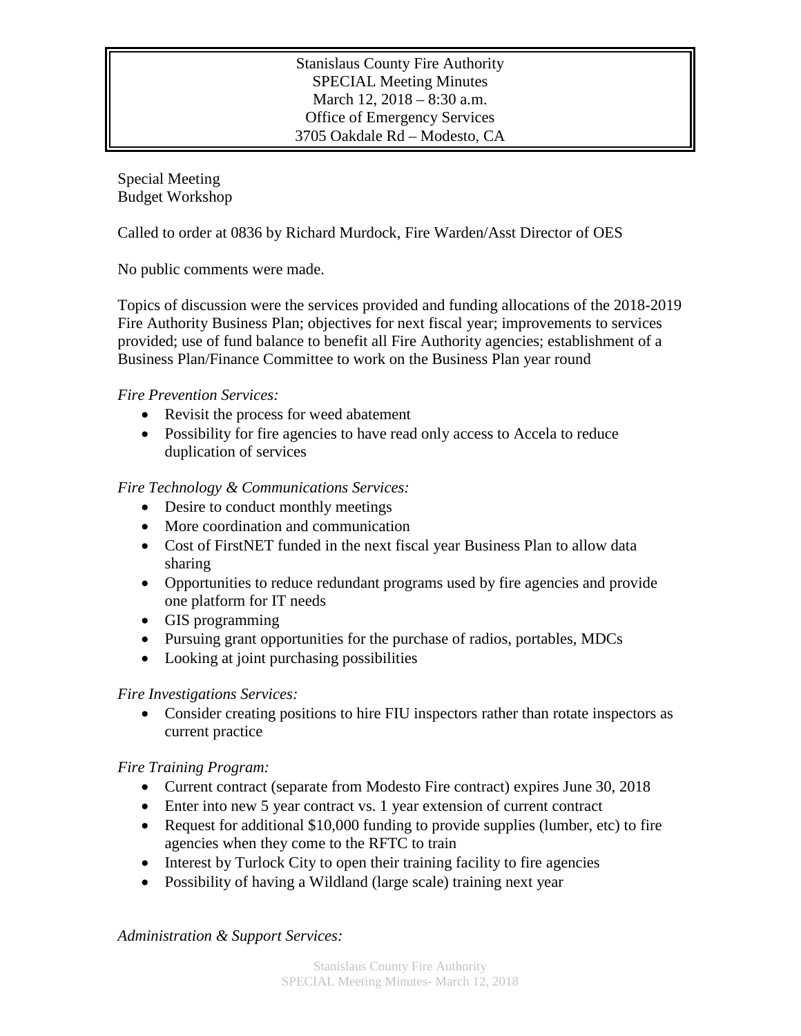Stanislaus County Fire Authority
SPECIAL Meeting Minutes
March 12, 2018 – 8:30 a.m.
Office of Emergency Services
3705 Oakdale Rd – Modesto, CA

Special Meeting
Budget Workshop

Called to order at 0836 by Richard Murdock, Fire Warden/Asst Director of OES

No public comments were made.

Topics of discussion were the services provided and funding allocations of the 2018-2019 Fire Authority Business Plan; objectives for next fiscal year; improvements to services provided; use of fund balance to benefit all Fire Authority agencies; establishment of a Business Plan/Finance Committee to work on the Business Plan year round

*Fire Prevention Services:*

- Revisit the process for weed abatement
- Possibility for fire agencies to have read only access to Accela to reduce duplication of services

*Fire Technology & Communications Services:*

- Desire to conduct monthly meetings
- More coordination and communication
- Cost of FirstNET funded in the next fiscal year Business Plan to allow data sharing
- Opportunities to reduce redundant programs used by fire agencies and provide one platform for IT needs
- GIS programming
- Pursuing grant opportunities for the purchase of radios, portables, MDCs
- Looking at joint purchasing possibilities

*Fire Investigations Services:*

- Consider creating positions to hire FIU inspectors rather than rotate inspectors as current practice

*Fire Training Program:*

- Current contract (separate from Modesto Fire contract) expires June 30, 2018
- Enter into new 5 year contract vs. 1 year extension of current contract
- Request for additional $10,000 funding to provide supplies (lumber, etc) to fire agencies when they come to the RFTC to train
- Interest by Turlock City to open their training facility to fire agencies
- Possibility of having a Wildland (large scale) training next year

*Administration & Support Services:*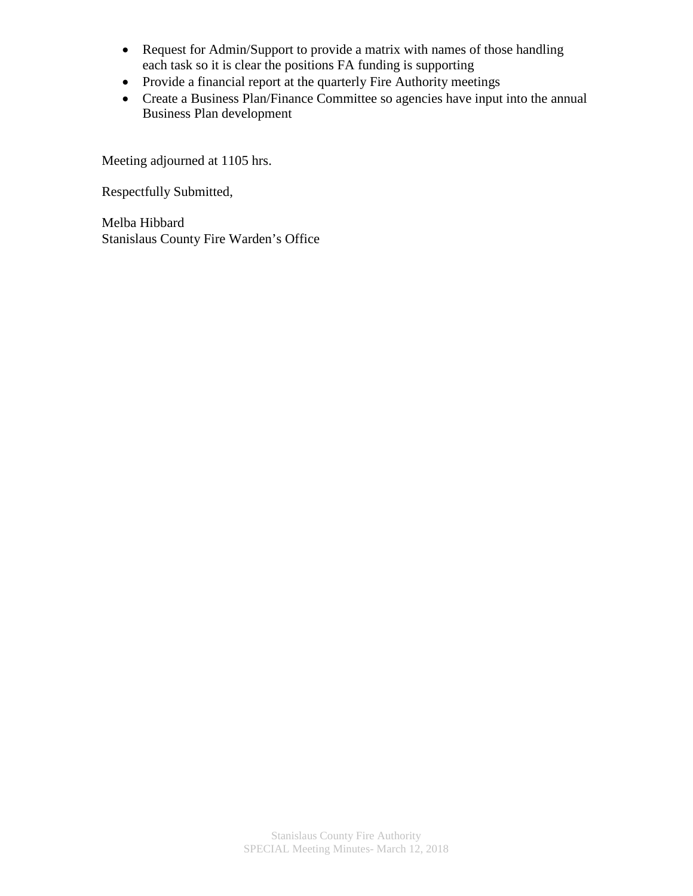- Request for Admin/Support to provide a matrix with names of those handling each task so it is clear the positions FA funding is supporting
- Provide a financial report at the quarterly Fire Authority meetings
- Create a Business Plan/Finance Committee so agencies have input into the annual Business Plan development

Meeting adjourned at 1105 hrs.

Respectfully Submitted,

Melba Hibbard
Stanislaus County Fire Warden's Office